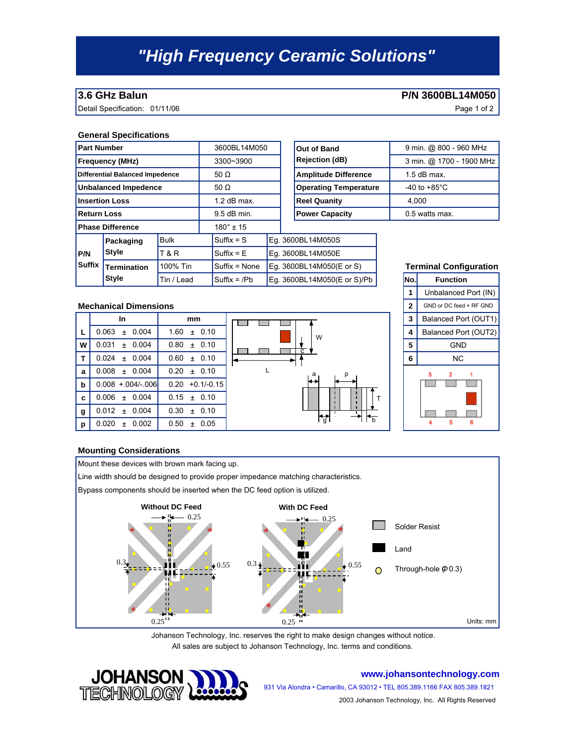# "High Frequency Ceramic Solutions"

## 3.6 GHz Balun

**P/N 3600BL14M050**

Detail Specification: 01/11/06

### General Specifications

| | | | | | |
|---|---|---|---|---|---|
| **Part Number** | | | 3600BL14M050 | | |
| **Frequency (MHz)** | | | 3300~3900 | | |
| **Differential Balanced Impedence** | | | 50 Ω | | |
| **Unbalanced Impedence** | | | 50 Ω | | |
| **Insertion Loss** | | | 1.2 dB max. | | |
| **Return Loss** | | | 9.5 dB min. | | |
| **Phase Difference** | | | 180° ± 15 | | |
| **P/N Suffix** | **Packaging Style** | Bulk | Suffix = S | Eg. 3600BL14M050S | |
| | | T & R | Suffix = E | Eg. 3600BL14M050E | |
| | **Termination Style** | 100% Tin | Suffix = None | Eg. 3600BL14M050(E or S) | |
| | | Tin / Lead | Suffix = /Pb | Eg. 3600BL14M050(E or S)/Pb | |

| | |
|---|---|
| **Out of Band Rejection (dB)** | 9 min. @ 800 - 960 MHz |
| | 3 min. @ 1700 - 1900 MHz |
| **Amplitude Difference** | 1.5 dB max. |
| **Operating Temperature** | -40 to +85°C |
| **Reel Quanity** | 4,000 |
| **Power Capacity** | 0.5 watts max. |

### Terminal Configuration

| No. | Function |
|---|---|
| 1 | Unbalanced Port (IN) |
| 2 | GND or DC feed + RF GND |
| 3 | Balanced Port (OUT1) |
| 4 | Balanced Port (OUT2) |
| 5 | GND |
| 6 | NC |

3 2 1
4 5 6

### Mechanical Dimensions

| | In | mm |
|---|---|---|
| L | 0.063 ± 0.004 | 1.60 ± 0.10 |
| W | 0.031 ± 0.004 | 0.80 ± 0.10 |
| T | 0.024 ± 0.004 | 0.60 ± 0.10 |
| a | 0.008 ± 0.004 | 0.20 ± 0.10 |
| b | 0.008 +.004/-.006 | 0.20 +0.1/-0.15 |
| c | 0.006 ± 0.004 | 0.15 ± 0.10 |
| g | 0.012 ± 0.004 | 0.30 ± 0.10 |
| p | 0.020 ± 0.002 | 0.50 ± 0.05 |

W
c
L
a
p
T
g
b

### Mounting Considerations

Mount these devices with brown mark facing up.

Line width should be designed to provide proper impedance matching characteristics.

Bypass components should be inserted when the DC feed option is utilized.

**Without DC Feed**

0.25
0.3
0.55
0.25

**With DC Feed**

0.25
0.3
0.55
0.25

Solder Resist

Land

Through-hole (ϕ 0.3)

Units: mm

Johanson Technology, Inc. reserves the right to make design changes without notice.
All sales are subject to Johanson Technology, Inc. terms and conditions.

JOHANSON TECHNOLOGY

www.johansontechnology.com

931 Via Alondra • Camarillo, CA 93012 • TEL 805.389.1166 FAX 805.389.1821

2003 Johanson Technology, Inc. All Rights Reserved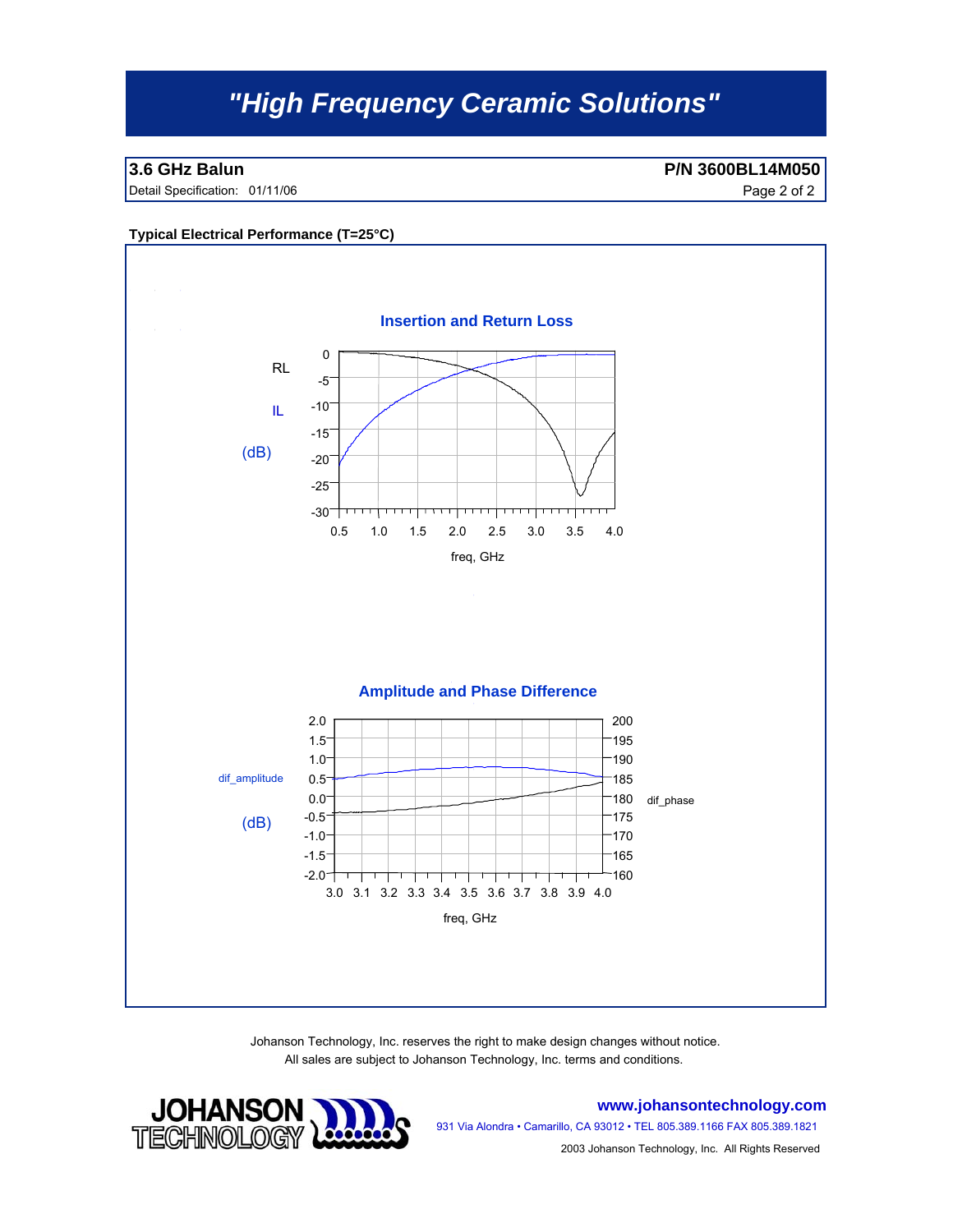# "High Frequency Ceramic Solutions"

**3.6 GHz Balun** **P/N 3600BL14M050**

Detail Specification: 01/11/06

**Typical Electrical Performance (T=25°C)**

Insertion and Return Loss

RL

IL

(dB)

0
-5
-10
-15
-20
-25
-30

0.5 1.0 1.5 2.0 2.5 3.0 3.5 4.0

freq, GHz

Amplitude and Phase Difference

dif_amplitude

(dB)

2.0
1.5
1.0
0.5
0.0
-0.5
-1.0
-1.5
-2.0

200
195
190
185
180
175
170
165
160

dif_phase

3.0 3.1 3.2 3.3 3.4 3.5 3.6 3.7 3.8 3.9 4.0

freq, GHz

Johanson Technology, Inc. reserves the right to make design changes without notice.
All sales are subject to Johanson Technology, Inc. terms and conditions.

JOHANSON TECHNOLOGY

www.johansontechnology.com

931 Via Alondra • Camarillo, CA 93012 • TEL 805.389.1166 FAX 805.389.1821

2003 Johanson Technology, Inc. All Rights Reserved